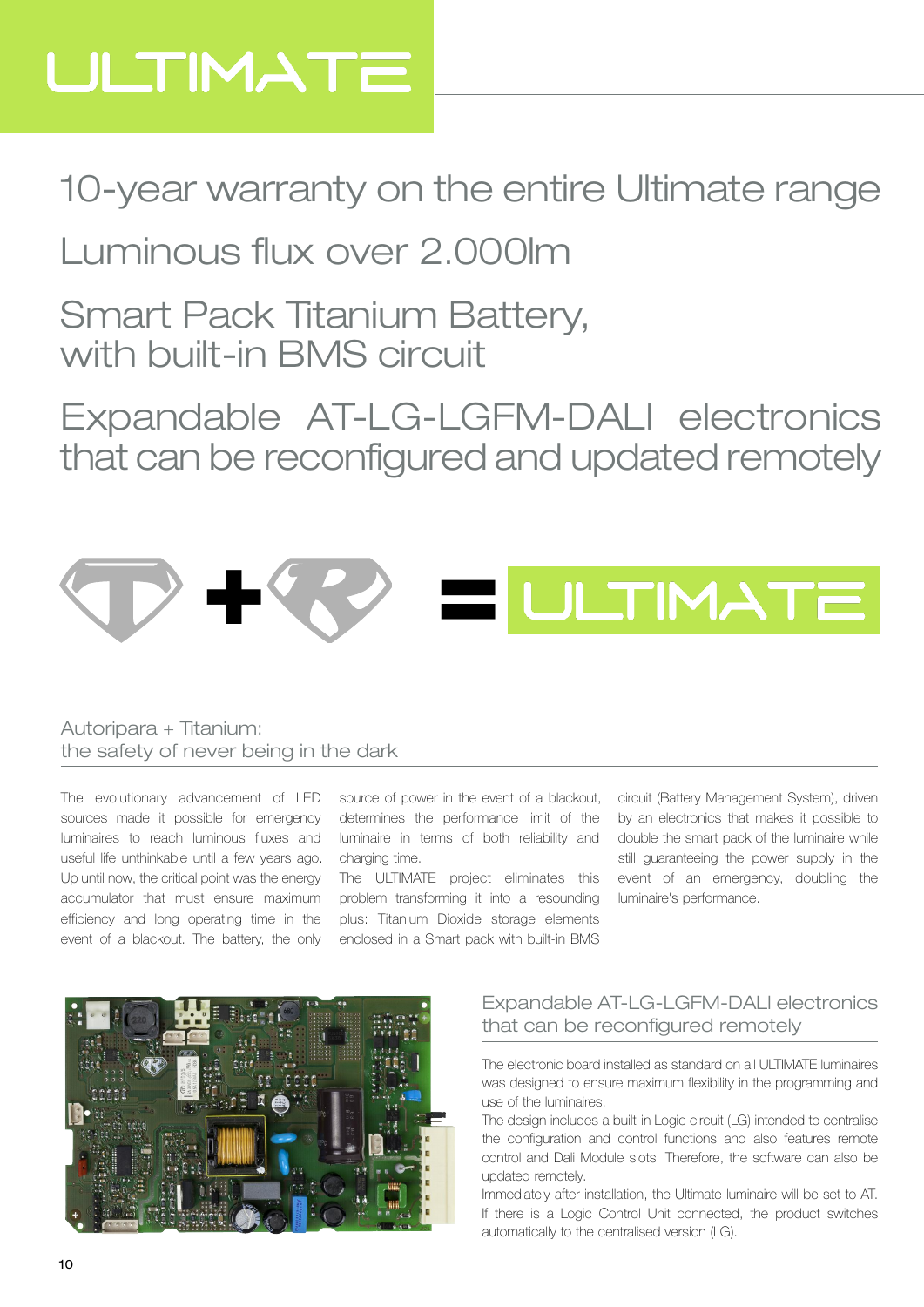# ULTIMATE

## 10-year warranty on the entire Ultimate range

## Luminous flux over 2.000lm

## Smart Pack Titanium Battery, with built-in BMS circuit

## Expandable AT-LG-LGFM-DALI electronics that can be reconfigured and updated remotely

ULTIMATE

### Autoripara + Titanium: the safety of never being in the dark

The evolutionary advancement of LED sources made it possible for emergency luminaires to reach luminous fluxes and useful life unthinkable until a few years ago. Up until now, the critical point was the energy accumulator that must ensure maximum efficiency and long operating time in the event of a blackout. The battery, the only source of power in the event of a blackout, determines the performance limit of the luminaire in terms of both reliability and charging time.
The ULTIMATE project eliminates this problem transforming it into a resounding plus: Titanium Dioxide storage elements enclosed in a Smart pack with built-in BMS circuit (Battery Management System), driven by an electronics that makes it possible to double the smart pack of the luminaire while still guaranteeing the power supply in the event of an emergency, doubling the luminaire's performance.

### Expandable AT-LG-LGFM-DALI electronics that can be reconfigured remotely

The electronic board installed as standard on all ULTIMATE luminaires was designed to ensure maximum flexibility in the programming and use of the luminaires.
The design includes a built-in Logic circuit (LG) intended to centralise the configuration and control functions and also features remote control and Dali Module slots. Therefore, the software can also be updated remotely.
Immediately after installation, the Ultimate luminaire will be set to AT. If there is a Logic Control Unit connected, the product switches automatically to the centralised version (LG).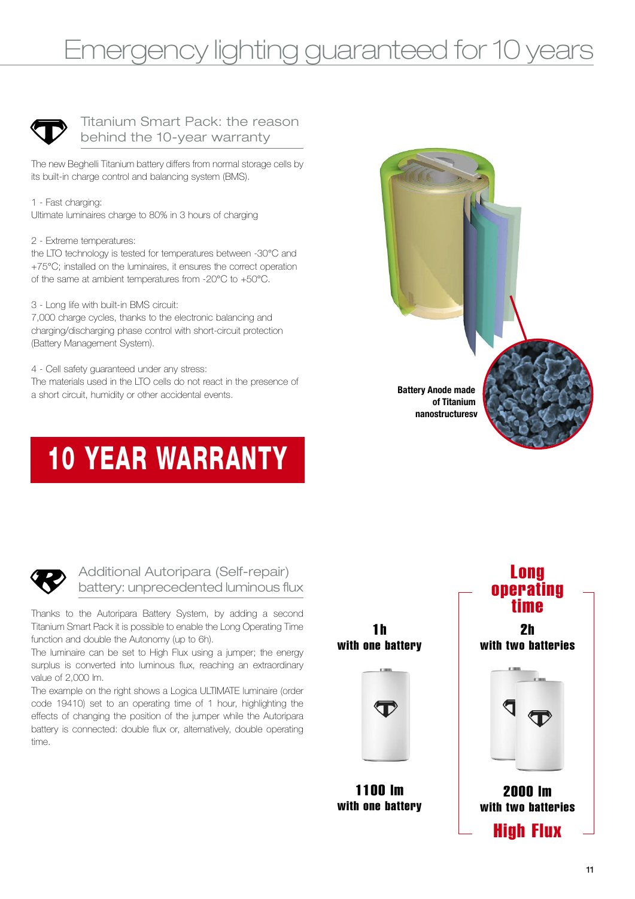# Emergency lighting guaranteed for 10 years

## Titanium Smart Pack: the reason behind the 10-year warranty

The new Beghelli Titanium battery differs from normal storage cells by its built-in charge control and balancing system (BMS).

1 - Fast charging:
Ultimate luminaires charge to 80% in 3 hours of charging

2 - Extreme temperatures:
the LTO technology is tested for temperatures between -30°C and +75°C; installed on the luminaires, it ensures the correct operation of the same at ambient temperatures from -20°C to +50°C.

3 - Long life with built-in BMS circuit:
7,000 charge cycles, thanks to the electronic balancing and charging/discharging phase control with short-circuit protection (Battery Management System).

4 - Cell safety guaranteed under any stress:
The materials used in the LTO cells do not react in the presence of a short circuit, humidity or other accidental events.

**Battery Anode made of Titanium nanostructuresv**

**10 YEAR WARRANTY**

## Additional Autoripara (Self-repair) battery: unprecedented luminous flux

Thanks to the Autoripara Battery System, by adding a second Titanium Smart Pack it is possible to enable the Long Operating Time function and double the Autonomy (up to 6h).
The luminaire can be set to High Flux using a jumper; the energy surplus is converted into luminous flux, reaching an extraordinary value of 2,000 lm.
The example on the right shows a Logica ULTIMATE luminaire (order code 19410) set to an operating time of 1 hour, highlighting the effects of changing the position of the jumper while the Autoripara battery is connected: double flux or, alternatively, double operating time.

**Long operating time**

**1h with one battery**

**2h with two batteries**

**1100 lm with one battery**

**2000 lm with two batteries**

**High Flux**